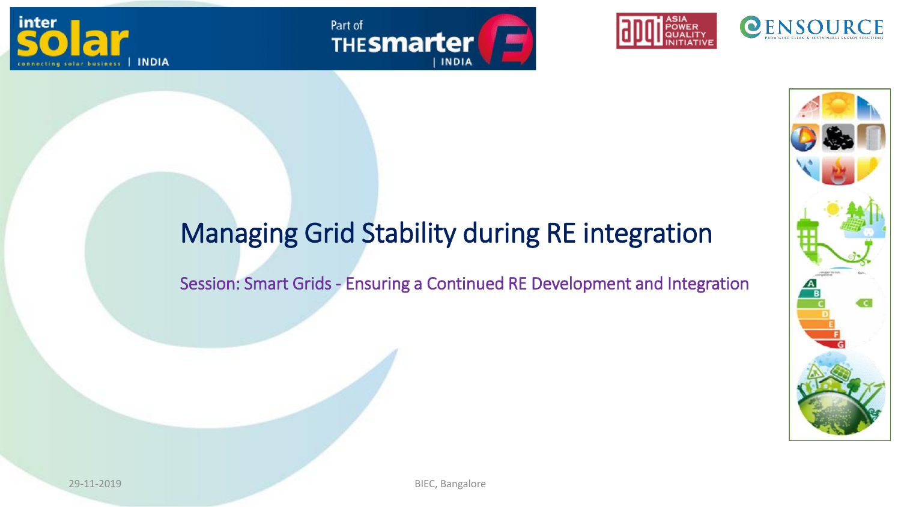# Managing Grid Stability during RE integration

Session: Smart Grids - Ensuring a Continued RE Development and Integration

29-11-2019

BIEC, Bangalore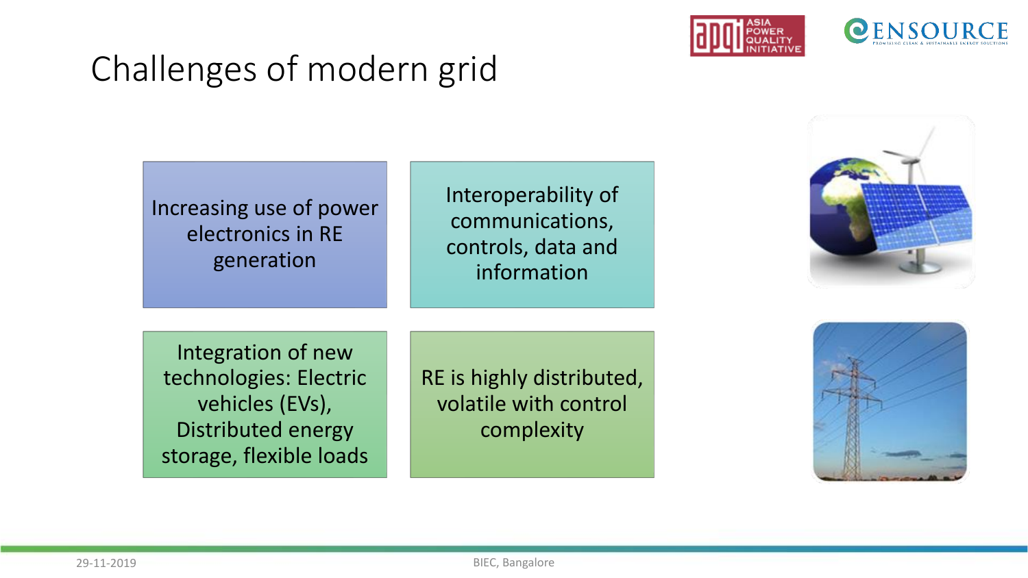# Challenges of modern grid

- Increasing use of power electronics in RE generation
- Interoperability of communications, controls, data and information
- Integration of new technologies: Electric vehicles (EVs), Distributed energy storage, flexible loads
- RE is highly distributed, volatile with control complexity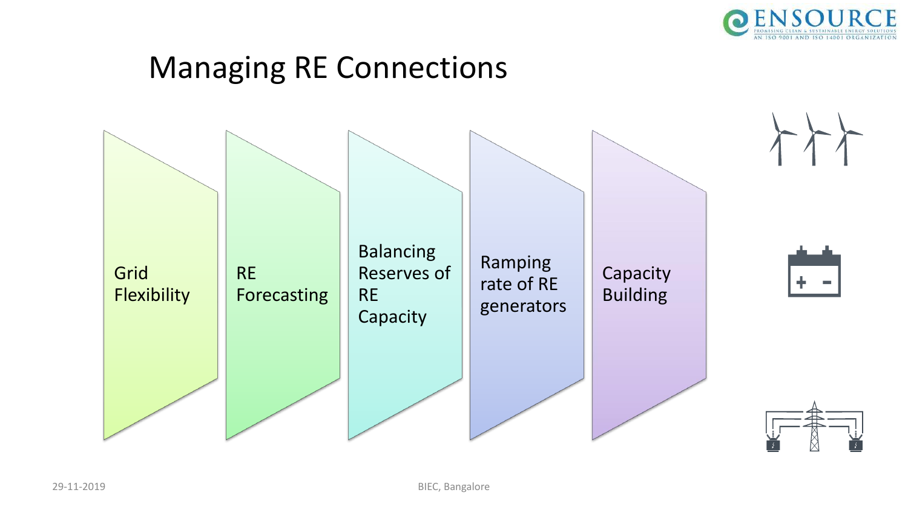# Managing RE Connections

- Grid Flexibility
- RE Forecasting
- Balancing Reserves of RE Capacity
- Ramping rate of RE generators
- Capacity Building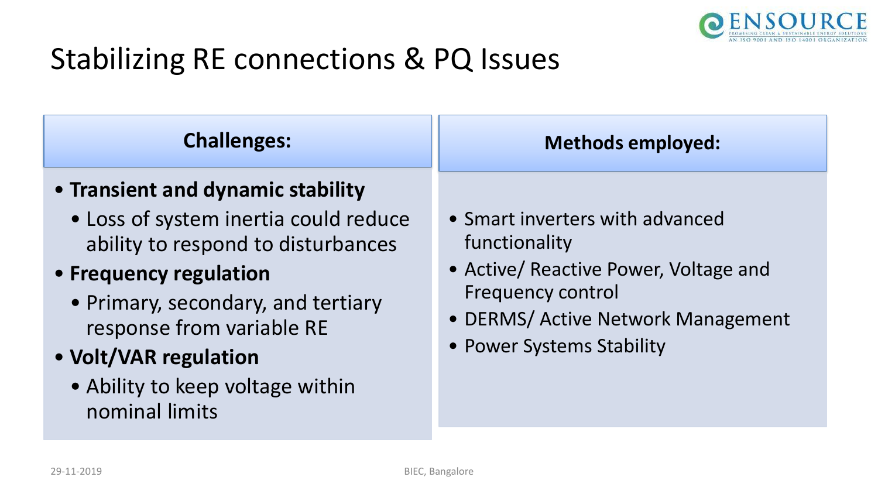# Stabilizing RE connections & PQ Issues

## Challenges:

- **Transient and dynamic stability**
  - Loss of system inertia could reduce ability to respond to disturbances
- **Frequency regulation**
  - Primary, secondary, and tertiary response from variable RE
- **Volt/VAR regulation**
  - Ability to keep voltage within nominal limits

## Methods employed:

- Smart inverters with advanced functionality
- Active/ Reactive Power, Voltage and Frequency control
- DERMS/ Active Network Management
- Power Systems Stability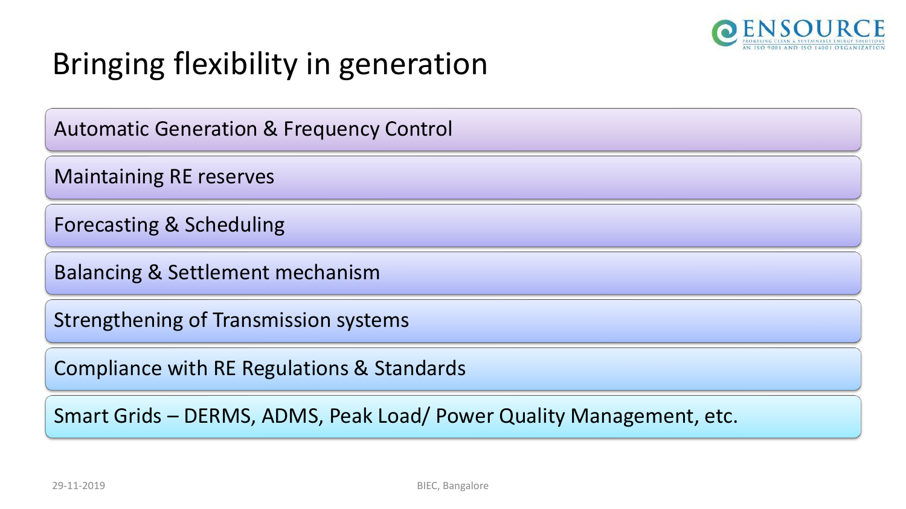# Bringing flexibility in generation

- Automatic Generation & Frequency Control
- Maintaining RE reserves
- Forecasting & Scheduling
- Balancing & Settlement mechanism
- Strengthening of Transmission systems
- Compliance with RE Regulations & Standards
- Smart Grids – DERMS, ADMS, Peak Load/ Power Quality Management, etc.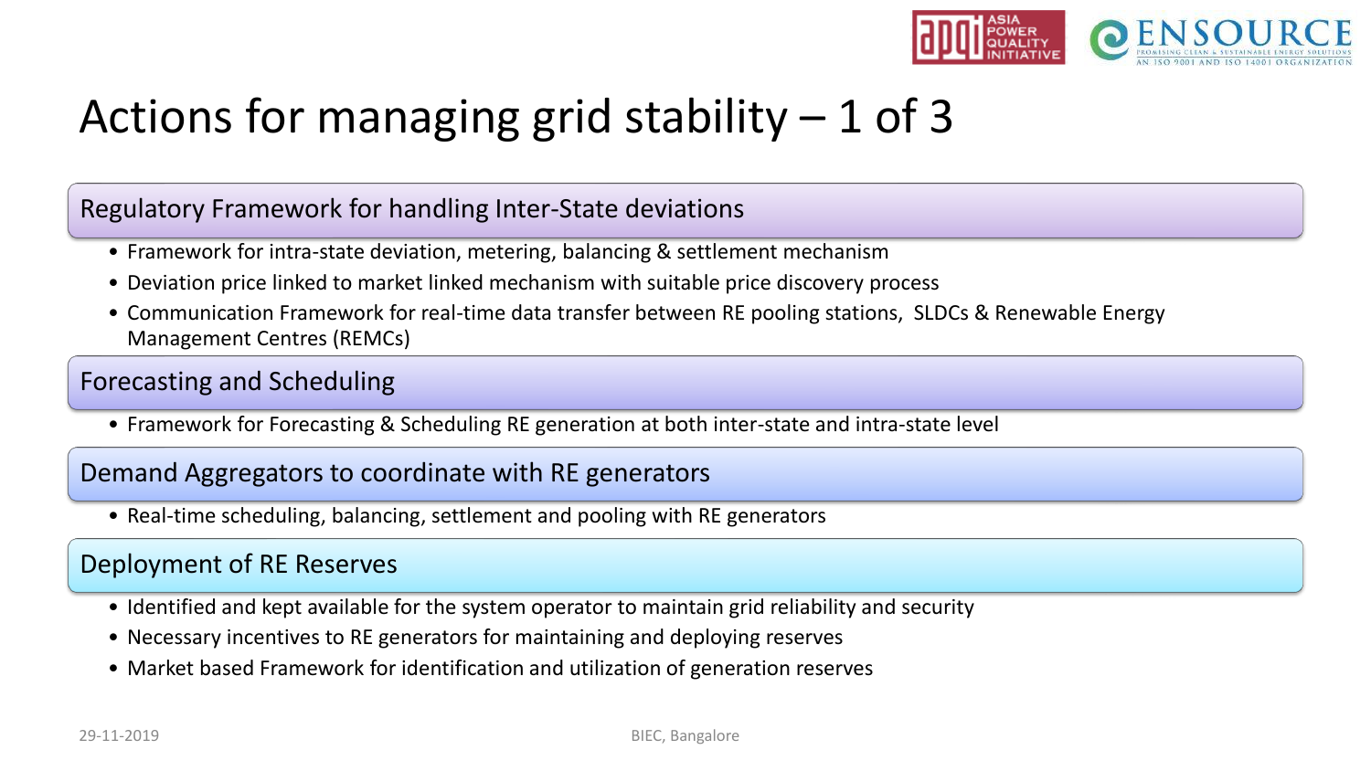# Actions for managing grid stability – 1 of 3

## Regulatory Framework for handling Inter-State deviations

- Framework for intra-state deviation, metering, balancing & settlement mechanism
- Deviation price linked to market linked mechanism with suitable price discovery process
- Communication Framework for real-time data transfer between RE pooling stations, SLDCs & Renewable Energy Management Centres (REMCs)

## Forecasting and Scheduling

- Framework for Forecasting & Scheduling RE generation at both inter-state and intra-state level

## Demand Aggregators to coordinate with RE generators

- Real-time scheduling, balancing, settlement and pooling with RE generators

## Deployment of RE Reserves

- Identified and kept available for the system operator to maintain grid reliability and security
- Necessary incentives to RE generators for maintaining and deploying reserves
- Market based Framework for identification and utilization of generation reserves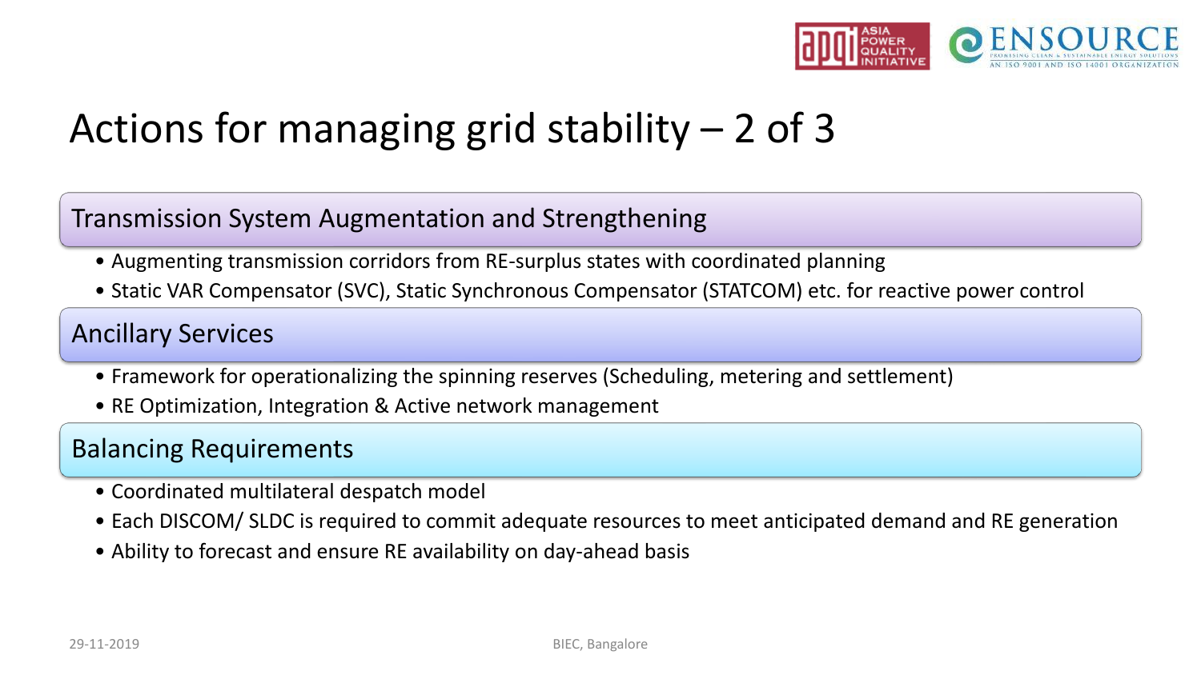# Actions for managing grid stability – 2 of 3

## Transmission System Augmentation and Strengthening

- Augmenting transmission corridors from RE-surplus states with coordinated planning
- Static VAR Compensator (SVC), Static Synchronous Compensator (STATCOM) etc. for reactive power control

## Ancillary Services

- Framework for operationalizing the spinning reserves (Scheduling, metering and settlement)
- RE Optimization, Integration & Active network management

## Balancing Requirements

- Coordinated multilateral despatch model
- Each DISCOM/ SLDC is required to commit adequate resources to meet anticipated demand and RE generation
- Ability to forecast and ensure RE availability on day-ahead basis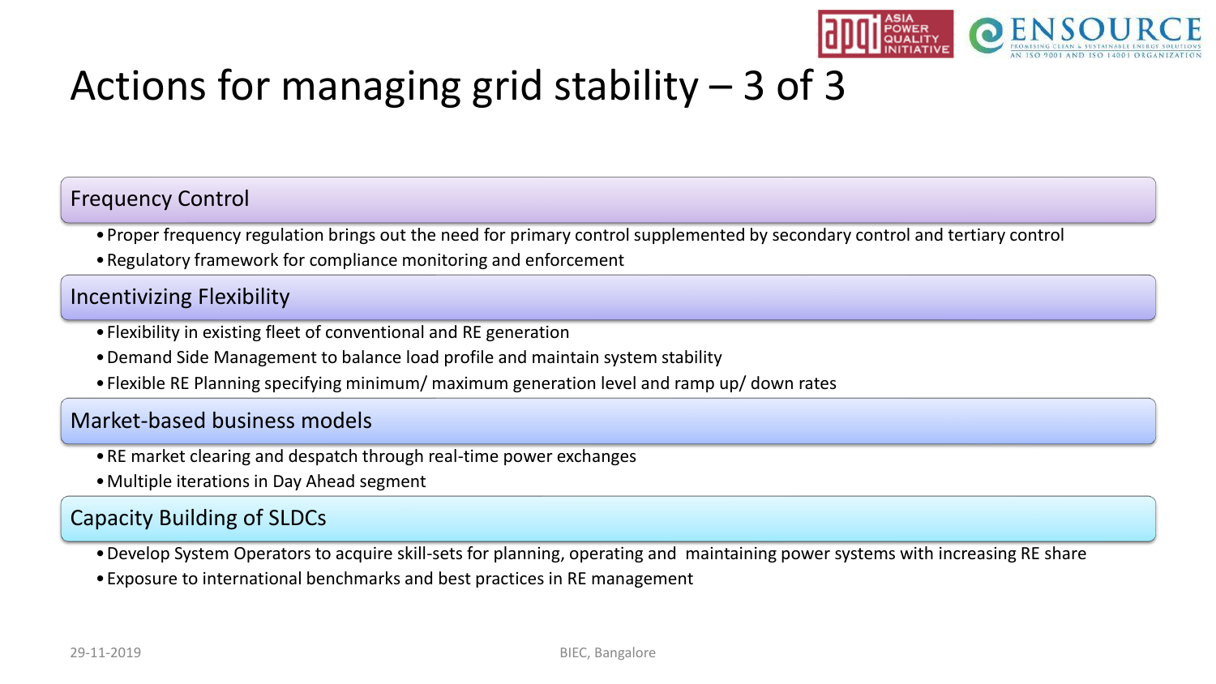# Actions for managing grid stability – 3 of 3

## Frequency Control

- Proper frequency regulation brings out the need for primary control supplemented by secondary control and tertiary control
- Regulatory framework for compliance monitoring and enforcement

## Incentivizing Flexibility

- Flexibility in existing fleet of conventional and RE generation
- Demand Side Management to balance load profile and maintain system stability
- Flexible RE Planning specifying minimum/ maximum generation level and ramp up/ down rates

## Market-based business models

- RE market clearing and despatch through real-time power exchanges
- Multiple iterations in Day Ahead segment

## Capacity Building of SLDCs

- Develop System Operators to acquire skill-sets for planning, operating and maintaining power systems with increasing RE share
- Exposure to international benchmarks and best practices in RE management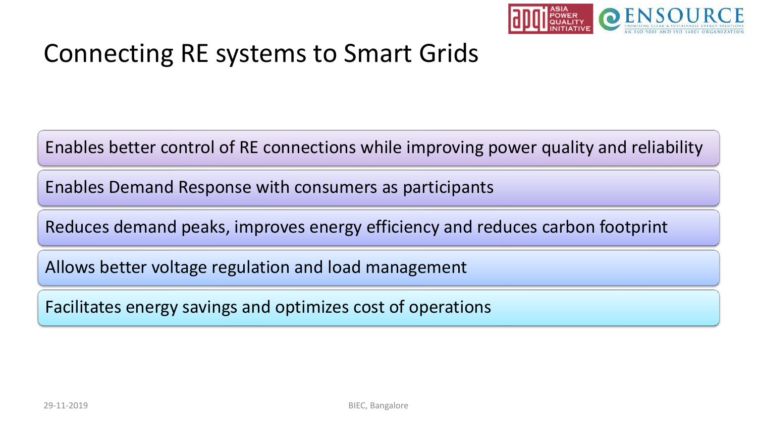# Connecting RE systems to Smart Grids

- Enables better control of RE connections while improving power quality and reliability
- Enables Demand Response with consumers as participants
- Reduces demand peaks, improves energy efficiency and reduces carbon footprint
- Allows better voltage regulation and load management
- Facilitates energy savings and optimizes cost of operations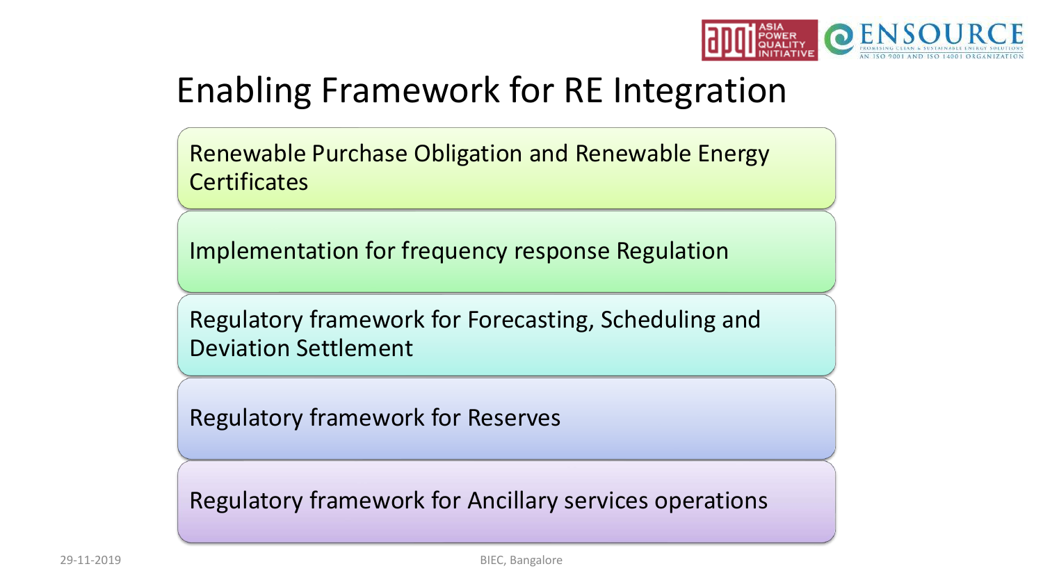# Enabling Framework for RE Integration

- Renewable Purchase Obligation and Renewable Energy Certificates
- Implementation for frequency response Regulation
- Regulatory framework for Forecasting, Scheduling and Deviation Settlement
- Regulatory framework for Reserves
- Regulatory framework for Ancillary services operations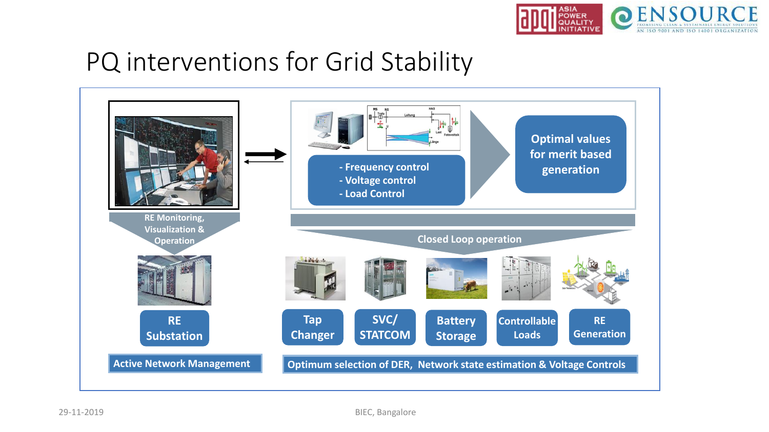# PQ interventions for Grid Stability

- Frequency control
- Voltage control
- Load Control

Optimal values for merit based generation

RE Monitoring, Visualization & Operation

Closed Loop operation

RE Substation

Tap Changer

SVC/ STATCOM

Battery Storage

Controllable Loads

RE Generation

Active Network Management

Optimum selection of DER, Network state estimation & Voltage Controls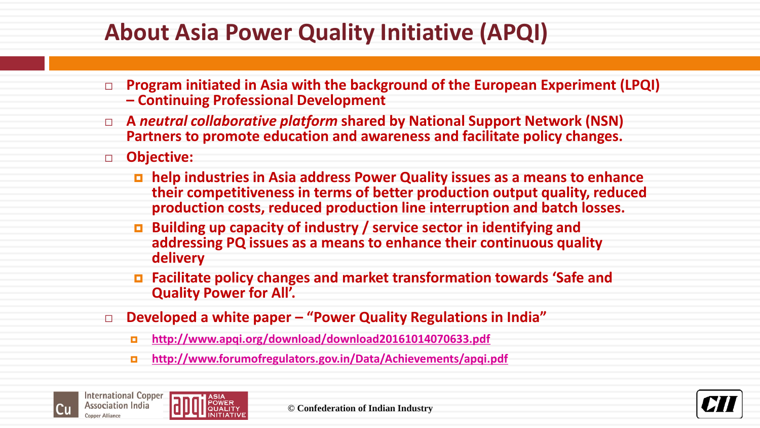# About Asia Power Quality Initiative (APQI)

- **Program initiated in Asia with the background of the European Experiment (LPQI) – Continuing Professional Development**
- **A *neutral collaborative platform* shared by National Support Network (NSN) Partners to promote education and awareness and facilitate policy changes.**
- **Objective:**
  - **help industries in Asia address Power Quality issues as a means to enhance their competitiveness in terms of better production output quality, reduced production costs, reduced production line interruption and batch losses.**
  - **Building up capacity of industry / service sector in identifying and addressing PQ issues as a means to enhance their continuous quality delivery**
  - **Facilitate policy changes and market transformation towards 'Safe and Quality Power for All'.**
- **Developed a white paper – "Power Quality Regulations in India"**
  - **http://www.apqi.org/download/download20161014070633.pdf**
  - **http://www.forumofregulators.gov.in/Data/Achievements/apqi.pdf**

International Copper Association India
Copper Alliance

ASIA POWER QUALITY INITIATIVE

© Confederation of Indian Industry

CII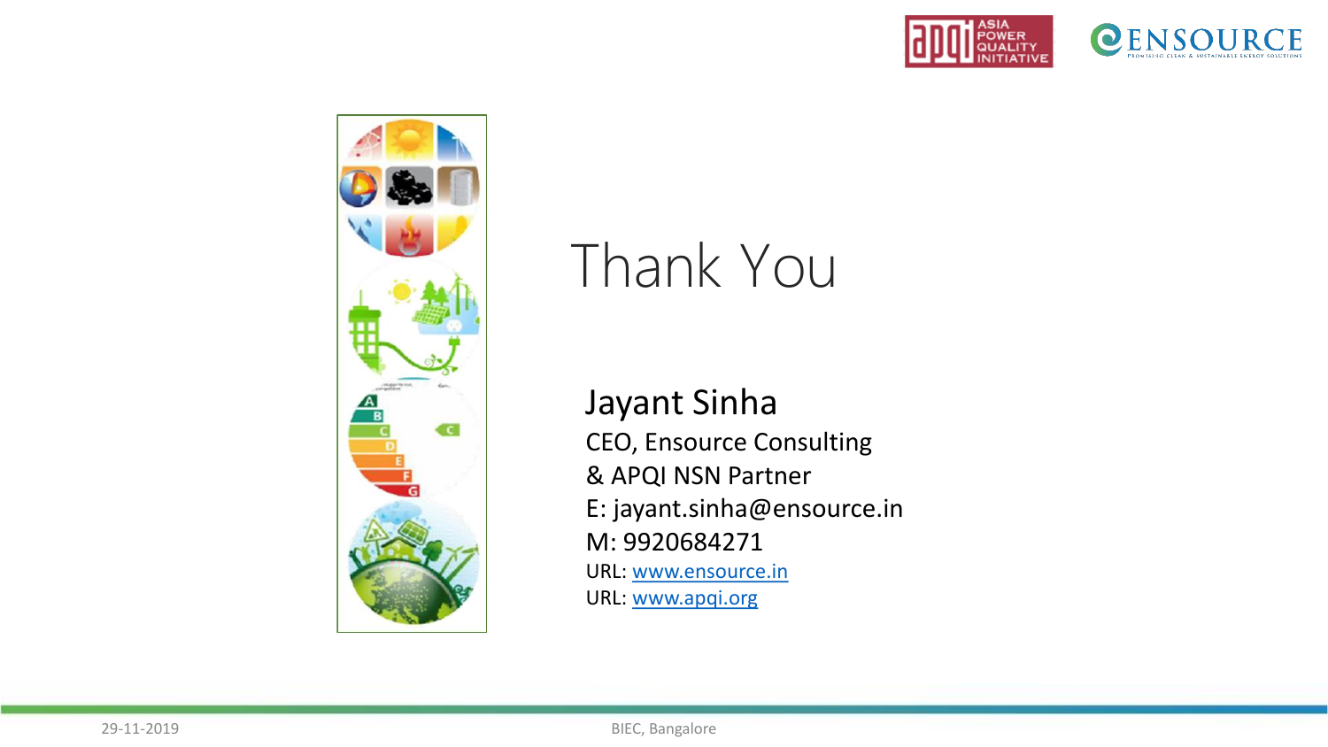# Thank You

**Jayant Sinha**

CEO, Ensource Consulting
& APQI NSN Partner
E: jayant.sinha@ensource.in
M: 9920684271
URL: www.ensource.in
URL: www.apqi.org